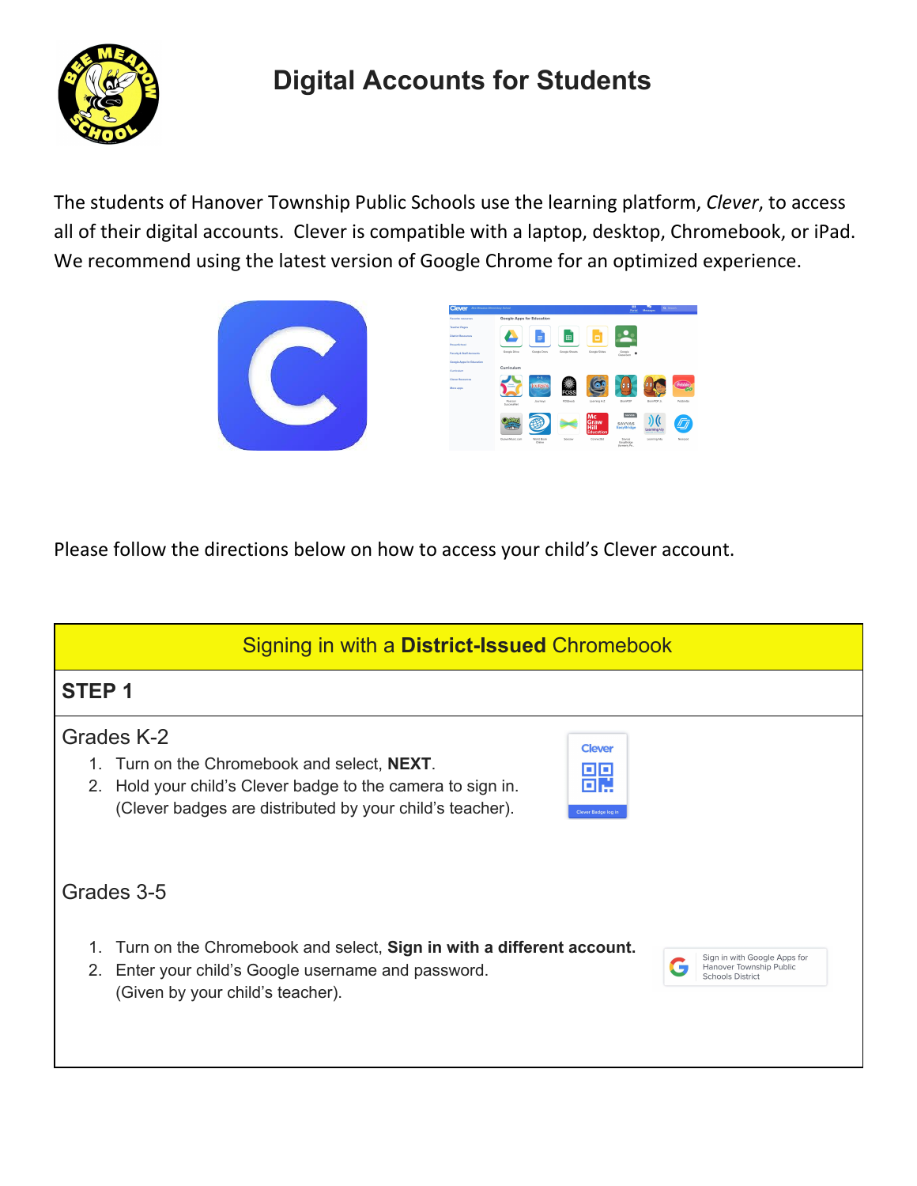// Digital Accounts for Students

# Digital Accounts for Students

The students of Hanover Township Public Schools use the learning platform, *Clever*, to access all of their digital accounts. Clever is compatible with a laptop, desktop, Chromebook, or iPad. We recommend using the latest version of Google Chrome for an optimized experience.

Please follow the directions below on how to access your child's Clever account.

## Signing in with a **District-Issued** Chromebook

### STEP 1

**Grades K-2**

1. Turn on the Chromebook and select, **NEXT**.
2. Hold your child's Clever badge to the camera to sign in. (Clever badges are distributed by your child's teacher).

**Grades 3-5**

1. Turn on the Chromebook and select, **Sign in with a different account.**
2. Enter your child's Google username and password. (Given by your child's teacher).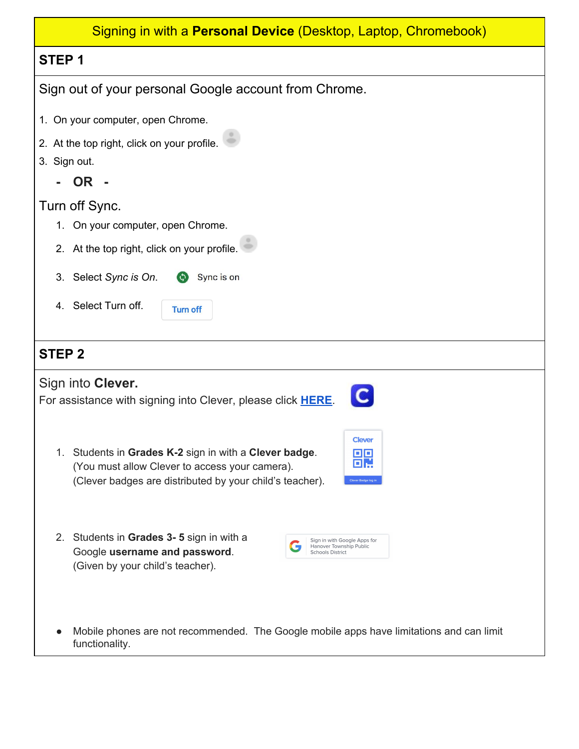## Signing in with a **Personal Device** (Desktop, Laptop, Chromebook)

### STEP 1

Sign out of your personal Google account from Chrome.

1. On your computer, open Chrome.
2. At the top right, click on your profile.
3. Sign out.

**- OR -**

Turn off Sync.

1. On your computer, open Chrome.
2. At the top right, click on your profile.
3. Select *Sync is On*. Sync is on
4. Select Turn off. Turn off

### STEP 2

Sign into **Clever.**

For assistance with signing into Clever, please click **HERE**.

1. Students in **Grades K-2** sign in with a **Clever badge**.
   (You must allow Clever to access your camera).
   (Clever badges are distributed by your child's teacher).

   Clever
   Clever Badge log in

2. Students in **Grades 3- 5** sign in with a Google **username and password**.
   (Given by your child's teacher).

   Sign in with Google Apps for Hanover Township Public Schools District

- Mobile phones are not recommended. The Google mobile apps have limitations and can limit functionality.